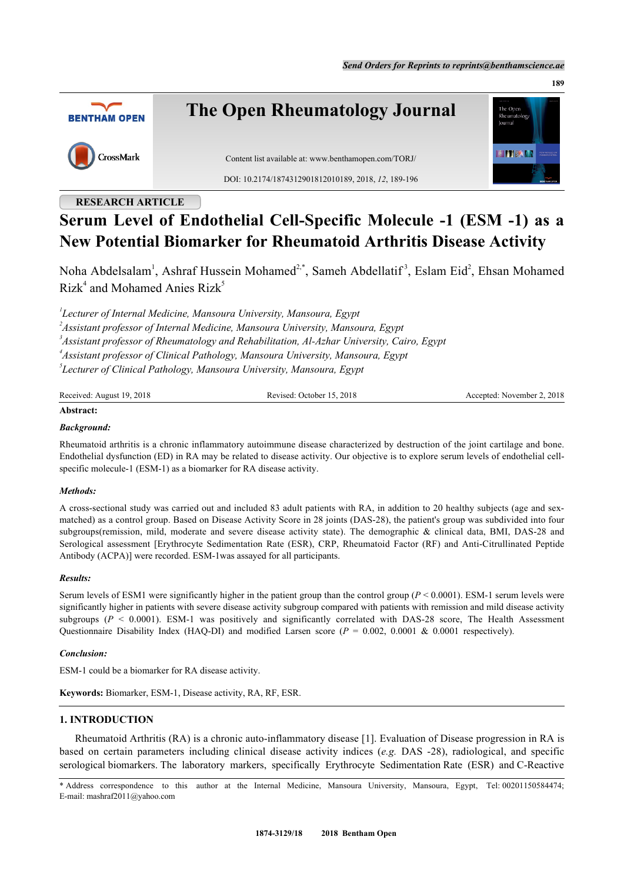RESEARCH ARTICLE

# Serum Level of Endothelial Cell-Specific Molecule -1 (ESM -1) as a New Potential Biomarker for Rheumatoid Arthritis Disease Activity

Noha Abdelsalam[1], Ashraf Hussein Mohamed[2,*], Sameh Abdellatif[3], Eslam Eid[2], Ehsan Mohamed Rizk[4] and Mohamed Anies Rizk[5]

[1] *Lecturer of Internal Medicine, Mansoura University, Mansoura, Egypt*
[2] *Assistant professor of Internal Medicine, Mansoura University, Mansoura, Egypt*
[3] *Assistant professor of Rheumatology and Rehabilitation, Al-Azhar University, Cairo, Egypt*
[4] *Assistant professor of Clinical Pathology, Mansoura University, Mansoura, Egypt*
[5] *Lecturer of Clinical Pathology, Mansoura University, Mansoura, Egypt*

Received: August 19, 2018 Revised: October 15, 2018 Accepted: November 2, 2018

**Abstract:**

***Background:***

Rheumatoid arthritis is a chronic inflammatory autoimmune disease characterized by destruction of the joint cartilage and bone. Endothelial dysfunction (ED) in RA may be related to disease activity. Our objective is to explore serum levels of endothelial cell-specific molecule-1 (ESM-1) as a biomarker for RA disease activity.

***Methods:***

A cross-sectional study was carried out and included 83 adult patients with RA, in addition to 20 healthy subjects (age and sex-matched) as a control group. Based on Disease Activity Score in 28 joints (DAS-28), the patient's group was subdivided into four subgroups(remission, mild, moderate and severe disease activity state). The demographic & clinical data, BMI, DAS-28 and Serological assessment [Erythrocyte Sedimentation Rate (ESR), CRP, Rheumatoid Factor (RF) and Anti-Citrullinated Peptide Antibody (ACPA)] were recorded. ESM-1was assayed for all participants.

***Results:***

Serum levels of ESM1 were significantly higher in the patient group than the control group ($P < 0.0001$). ESM-1 serum levels were significantly higher in patients with severe disease activity subgroup compared with patients with remission and mild disease activity subgroups ($P < 0.0001$). ESM-1 was positively and significantly correlated with DAS-28 score, The Health Assessment Questionnaire Disability Index (HAQ-DI) and modified Larsen score ($P = 0.002$, 0.0001 & 0.0001 respectively).

***Conclusion:***

ESM-1 could be a biomarker for RA disease activity.

**Keywords:** Biomarker, ESM-1, Disease activity, RA, RF, ESR.

## 1. INTRODUCTION

Rheumatoid Arthritis (RA) is a chronic auto-inflammatory disease [1]. Evaluation of Disease progression in RA is based on certain parameters including clinical disease activity indices (*e.g.* DAS -28), radiological, and specific serological biomarkers. The laboratory markers, specifically Erythrocyte Sedimentation Rate (ESR) and C-Reactive

\* Address correspondence to this author at the Internal Medicine, Mansoura University, Mansoura, Egypt, Tel: 00201150584474; E-mail: mashraf2011@yahoo.com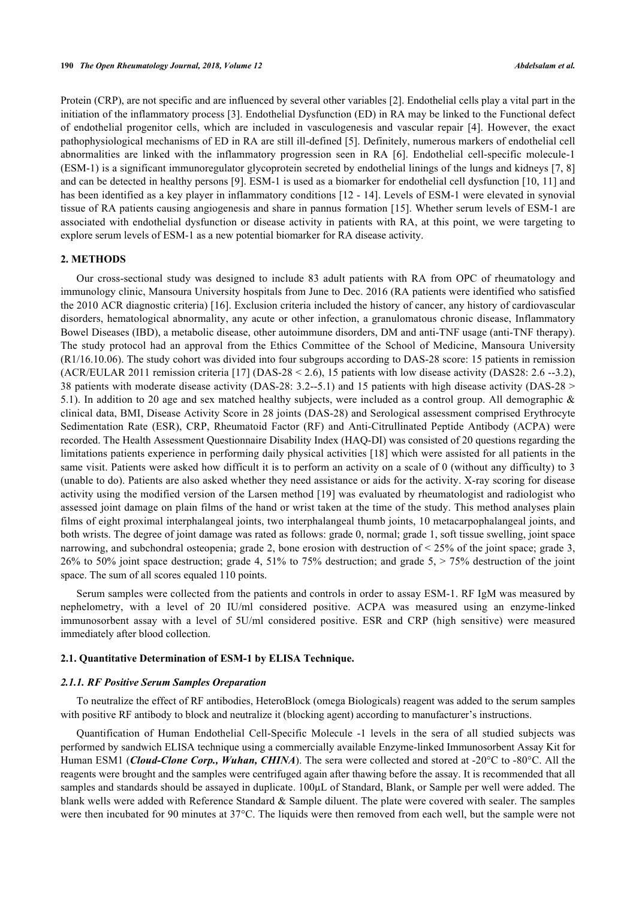Protein (CRP), are not specific and are influenced by several other variables [2]. Endothelial cells play a vital part in the initiation of the inflammatory process [3]. Endothelial Dysfunction (ED) in RA may be linked to the Functional defect of endothelial progenitor cells, which are included in vasculogenesis and vascular repair [4]. However, the exact pathophysiological mechanisms of ED in RA are still ill-defined [5]. Definitely, numerous markers of endothelial cell abnormalities are linked with the inflammatory progression seen in RA [6]. Endothelial cell-specific molecule-1 (ESM-1) is a significant immunoregulator glycoprotein secreted by endothelial linings of the lungs and kidneys [7, 8] and can be detected in healthy persons [9]. ESM-1 is used as a biomarker for endothelial cell dysfunction [10, 11] and has been identified as a key player in inflammatory conditions [12 - 14]. Levels of ESM-1 were elevated in synovial tissue of RA patients causing angiogenesis and share in pannus formation [15]. Whether serum levels of ESM-1 are associated with endothelial dysfunction or disease activity in patients with RA, at this point, we were targeting to explore serum levels of ESM-1 as a new potential biomarker for RA disease activity.

## 2. METHODS

Our cross-sectional study was designed to include 83 adult patients with RA from OPC of rheumatology and immunology clinic, Mansoura University hospitals from June to Dec. 2016 (RA patients were identified who satisfied the 2010 ACR diagnostic criteria) [16]. Exclusion criteria included the history of cancer, any history of cardiovascular disorders, hematological abnormality, any acute or other infection, a granulomatous chronic disease, Inflammatory Bowel Diseases (IBD), a metabolic disease, other autoimmune disorders, DM and anti-TNF usage (anti-TNF therapy). The study protocol had an approval from the Ethics Committee of the School of Medicine, Mansoura University (R1/16.10.06). The study cohort was divided into four subgroups according to DAS-28 score: 15 patients in remission (ACR/EULAR 2011 remission criteria [17] (DAS-28 < 2.6), 15 patients with low disease activity (DAS28: 2.6 --3.2), 38 patients with moderate disease activity (DAS-28: 3.2--5.1) and 15 patients with high disease activity (DAS-28 > 5.1). In addition to 20 age and sex matched healthy subjects, were included as a control group. All demographic & clinical data, BMI, Disease Activity Score in 28 joints (DAS-28) and Serological assessment comprised Erythrocyte Sedimentation Rate (ESR), CRP, Rheumatoid Factor (RF) and Anti-Citrullinated Peptide Antibody (ACPA) were recorded. The Health Assessment Questionnaire Disability Index (HAQ-DI) was consisted of 20 questions regarding the limitations patients experience in performing daily physical activities [18] which were assisted for all patients in the same visit. Patients were asked how difficult it is to perform an activity on a scale of 0 (without any difficulty) to 3 (unable to do). Patients are also asked whether they need assistance or aids for the activity. X-ray scoring for disease activity using the modified version of the Larsen method [19] was evaluated by rheumatologist and radiologist who assessed joint damage on plain films of the hand or wrist taken at the time of the study. This method analyses plain films of eight proximal interphalangeal joints, two interphalangeal thumb joints, 10 metacarpophalangeal joints, and both wrists. The degree of joint damage was rated as follows: grade 0, normal; grade 1, soft tissue swelling, joint space narrowing, and subchondral osteopenia; grade 2, bone erosion with destruction of < 25% of the joint space; grade 3, 26% to 50% joint space destruction; grade 4, 51% to 75% destruction; and grade 5, > 75% destruction of the joint space. The sum of all scores equaled 110 points.

Serum samples were collected from the patients and controls in order to assay ESM-1. RF IgM was measured by nephelometry, with a level of 20 IU/ml considered positive. ACPA was measured using an enzyme-linked immunosorbent assay with a level of 5U/ml considered positive. ESR and CRP (high sensitive) were measured immediately after blood collection.

### 2.1. Quantitative Determination of ESM-1 by ELISA Technique.

#### *2.1.1. RF Positive Serum Samples Oreparation*

To neutralize the effect of RF antibodies, HeteroBlock (omega Biologicals) reagent was added to the serum samples with positive RF antibody to block and neutralize it (blocking agent) according to manufacturer's instructions.

Quantification of Human Endothelial Cell-Specific Molecule -1 levels in the sera of all studied subjects was performed by sandwich ELISA technique using a commercially available Enzyme-linked Immunosorbent Assay Kit for Human ESM1 (***Cloud-Clone Corp., Wuhan, CHINA***). The sera were collected and stored at -20°C to -80°C. All the reagents were brought and the samples were centrifuged again after thawing before the assay. It is recommended that all samples and standards should be assayed in duplicate. 100μL of Standard, Blank, or Sample per well were added. The blank wells were added with Reference Standard & Sample diluent. The plate were covered with sealer. The samples were then incubated for 90 minutes at 37°C. The liquids were then removed from each well, but the sample were not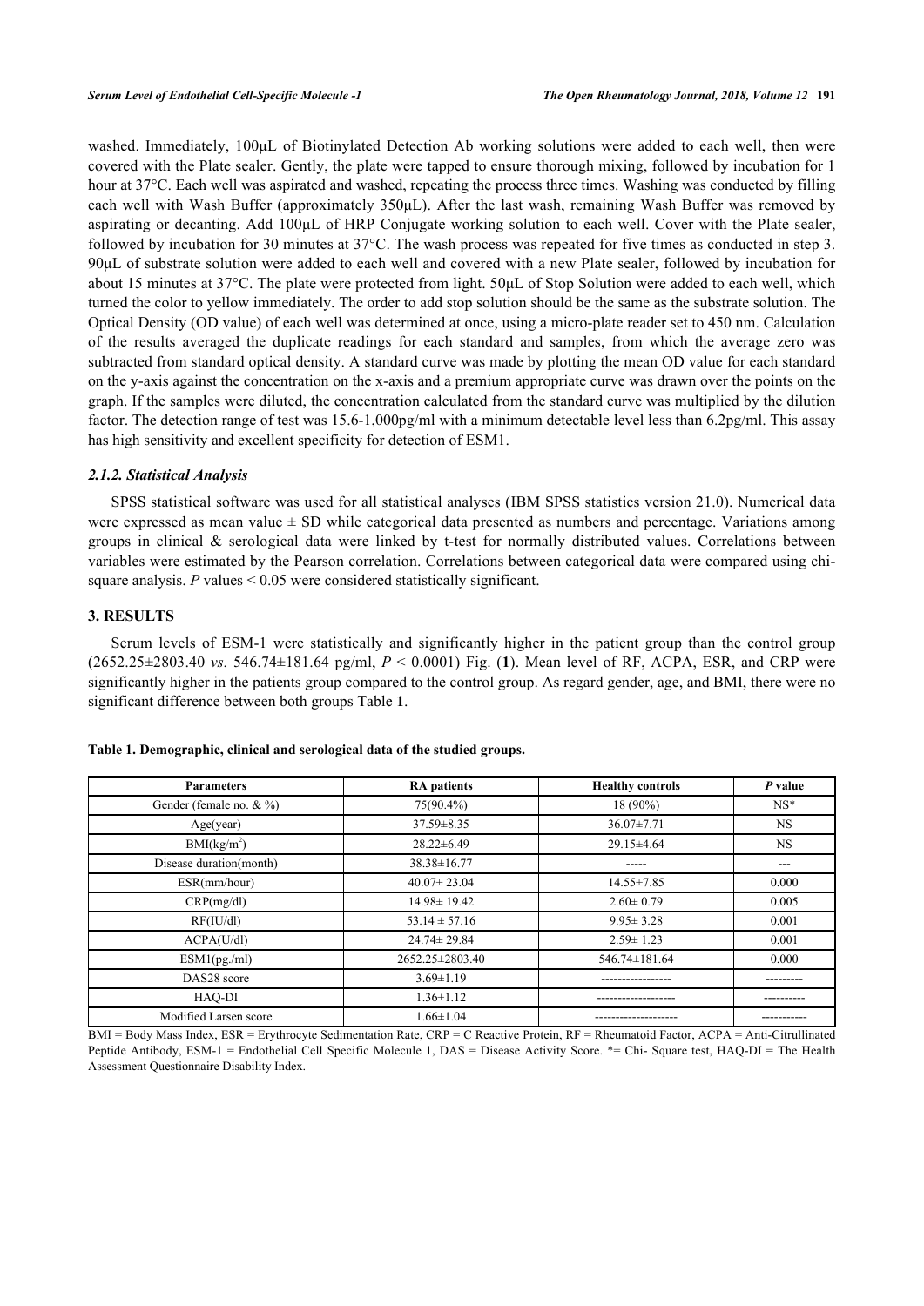washed. Immediately, 100μL of Biotinylated Detection Ab working solutions were added to each well, then were covered with the Plate sealer. Gently, the plate were tapped to ensure thorough mixing, followed by incubation for 1 hour at 37°C. Each well was aspirated and washed, repeating the process three times. Washing was conducted by filling each well with Wash Buffer (approximately 350μL). After the last wash, remaining Wash Buffer was removed by aspirating or decanting. Add 100μL of HRP Conjugate working solution to each well. Cover with the Plate sealer, followed by incubation for 30 minutes at 37°C. The wash process was repeated for five times as conducted in step 3. 90μL of substrate solution were added to each well and covered with a new Plate sealer, followed by incubation for about 15 minutes at 37°C. The plate were protected from light. 50μL of Stop Solution were added to each well, which turned the color to yellow immediately. The order to add stop solution should be the same as the substrate solution. The Optical Density (OD value) of each well was determined at once, using a micro-plate reader set to 450 nm. Calculation of the results averaged the duplicate readings for each standard and samples, from which the average zero was subtracted from standard optical density. A standard curve was made by plotting the mean OD value for each standard on the y-axis against the concentration on the x-axis and a premium appropriate curve was drawn over the points on the graph. If the samples were diluted, the concentration calculated from the standard curve was multiplied by the dilution factor. The detection range of test was 15.6-1,000pg/ml with a minimum detectable level less than 6.2pg/ml. This assay has high sensitivity and excellent specificity for detection of ESM1.

### *2.1.2. Statistical Analysis*

SPSS statistical software was used for all statistical analyses (IBM SPSS statistics version 21.0). Numerical data were expressed as mean value ± SD while categorical data presented as numbers and percentage. Variations among groups in clinical & serological data were linked by t-test for normally distributed values. Correlations between variables were estimated by the Pearson correlation. Correlations between categorical data were compared using chi-square analysis. *P* values < 0.05 were considered statistically significant.

## 3. RESULTS

Serum levels of ESM-1 were statistically and significantly higher in the patient group than the control group (2652.25±2803.40 *vs.* 546.74±181.64 pg/ml, *P* < 0.0001) Fig. (**1**). Mean level of RF, ACPA, ESR, and CRP were significantly higher in the patients group compared to the control group. As regard gender, age, and BMI, there were no significant difference between both groups Table **1**.

**Table 1. Demographic, clinical and serological data of the studied groups.**

| Parameters | RA patients | Healthy controls | *P* value |
|---|---|---|---|
| Gender (female no. & %) | 75(90.4%) | 18 (90%) | NS* |
| Age(year) | 37.59±8.35 | 36.07±7.71 | NS |
| BMI(kg/m$^2$) | 28.22±6.49 | 29.15±4.64 | NS |
| Disease duration(month) | 38.38±16.77 | ----- | --- |
| ESR(mm/hour) | 40.07± 23.04 | 14.55±7.85 | 0.000 |
| CRP(mg/dl) | 14.98± 19.42 | 2.60± 0.79 | 0.005 |
| RF(IU/dl) | 53.14 ± 57.16 | 9.95± 3.28 | 0.001 |
| ACPA(U/dl) | 24.74± 29.84 | 2.59± 1.23 | 0.001 |
| ESM1(pg./ml) | 2652.25±2803.40 | 546.74±181.64 | 0.000 |
| DAS28 score | 3.69±1.19 | ----------------- | --------- |
| HAQ-DI | 1.36±1.12 | ------------------- | ---------- |
| Modified Larsen score | 1.66±1.04 | -------------------- | ----------- |

BMI = Body Mass Index, ESR = Erythrocyte Sedimentation Rate, CRP = C Reactive Protein, RF = Rheumatoid Factor, ACPA = Anti-Citrullinated Peptide Antibody, ESM-1 = Endothelial Cell Specific Molecule 1, DAS = Disease Activity Score. *= Chi- Square test, HAQ-DI = The Health Assessment Questionnaire Disability Index.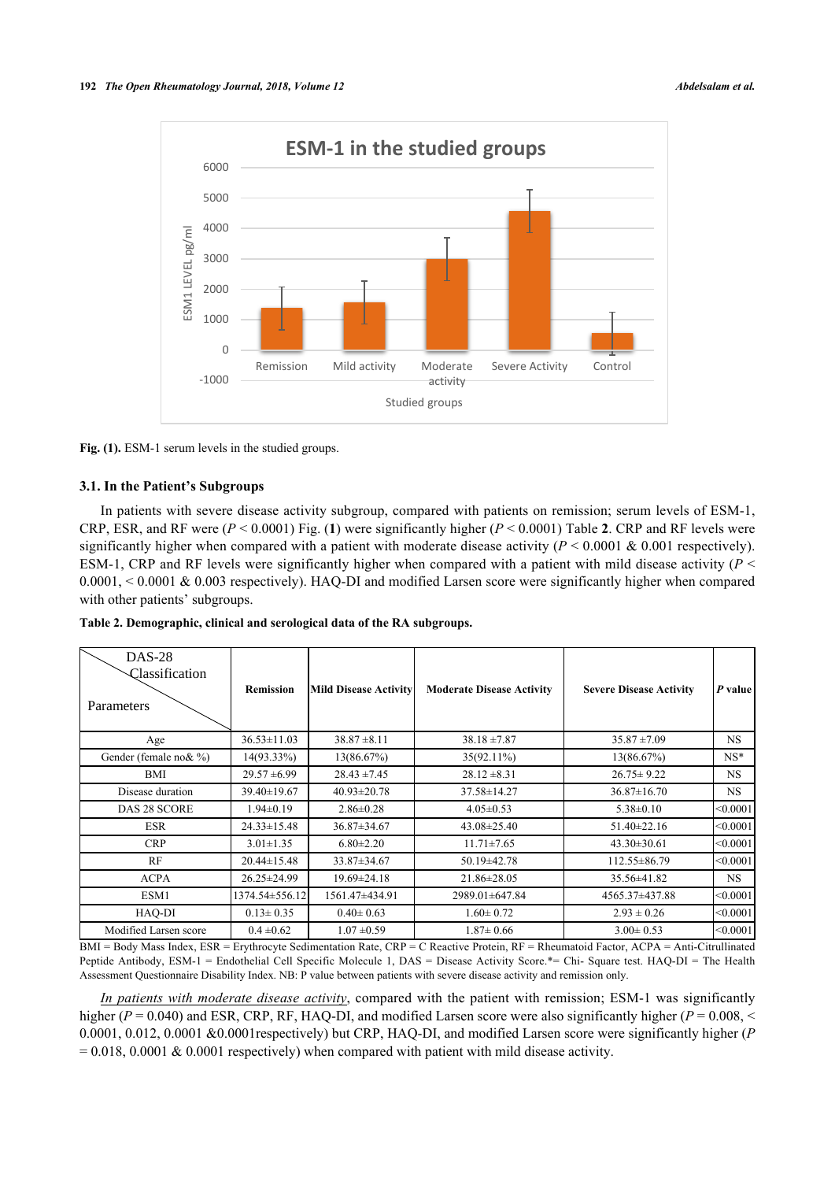Fig. (1). ESM-1 serum levels in the studied groups.

### 3.1. In the Patient's Subgroups

In patients with severe disease activity subgroup, compared with patients on remission; serum levels of ESM-1, CRP, ESR, and RF were ($P < 0.0001$) Fig. (**1**) were significantly higher ($P < 0.0001$) Table **2**. CRP and RF levels were significantly higher when compared with a patient with moderate disease activity ($P < 0.0001$ & 0.001 respectively). ESM-1, CRP and RF levels were significantly higher when compared with a patient with mild disease activity ($P <$ 0.0001, < 0.0001 & 0.003 respectively). HAQ-DI and modified Larsen score were significantly higher when compared with other patients' subgroups.

**Table 2. Demographic, clinical and serological data of the RA subgroups.**

| DAS-28 Classification / Parameters | Remission | Mild Disease Activity | Moderate Disease Activity | Severe Disease Activity | P value |
|---|---|---|---|---|---|
| Age | 36.53±11.03 | 38.87 ±8.11 | 38.18 ±7.87 | 35.87 ±7.09 | NS |
| Gender (female no& %) | 14(93.33%) | 13(86.67%) | 35(92.11%) | 13(86.67%) | NS* |
| BMI | 29.57 ±6.99 | 28.43 ±7.45 | 28.12 ±8.31 | 26.75± 9.22 | NS |
| Disease duration | 39.40±19.67 | 40.93±20.78 | 37.58±14.27 | 36.87±16.70 | NS |
| DAS 28 SCORE | 1.94±0.19 | 2.86±0.28 | 4.05±0.53 | 5.38±0.10 | <0.0001 |
| ESR | 24.33±15.48 | 36.87±34.67 | 43.08±25.40 | 51.40±22.16 | <0.0001 |
| CRP | 3.01±1.35 | 6.80±2.20 | 11.71±7.65 | 43.30±30.61 | <0.0001 |
| RF | 20.44±15.48 | 33.87±34.67 | 50.19±42.78 | 112.55±86.79 | <0.0001 |
| ACPA | 26.25±24.99 | 19.69±24.18 | 21.86±28.05 | 35.56±41.82 | NS |
| ESM1 | 1374.54±556.12 | 1561.47±434.91 | 2989.01±647.84 | 4565.37±437.88 | <0.0001 |
| HAQ-DI | 0.13± 0.35 | 0.40± 0.63 | 1.60± 0.72 | 2.93 ± 0.26 | <0.0001 |
| Modified Larsen score | 0.4 ±0.62 | 1.07 ±0.59 | 1.87± 0.66 | 3.00± 0.53 | <0.0001 |

BMI = Body Mass Index, ESR = Erythrocyte Sedimentation Rate, CRP = C Reactive Protein, RF = Rheumatoid Factor, ACPA = Anti-Citrullinated Peptide Antibody, ESM-1 = Endothelial Cell Specific Molecule 1, DAS = Disease Activity Score.*= Chi- Square test. HAQ-DI = The Health Assessment Questionnaire Disability Index. NB: P value between patients with severe disease activity and remission only.

*In patients with moderate disease activity*, compared with the patient with remission; ESM-1 was significantly higher ($P = 0.040$) and ESR, CRP, RF, HAQ-DI, and modified Larsen score were also significantly higher ($P = 0.008$, < 0.0001, 0.012, 0.0001 &0.0001respectively) but CRP, HAQ-DI, and modified Larsen score were significantly higher ($P$ = 0.018, 0.0001 & 0.0001 respectively) when compared with patient with mild disease activity.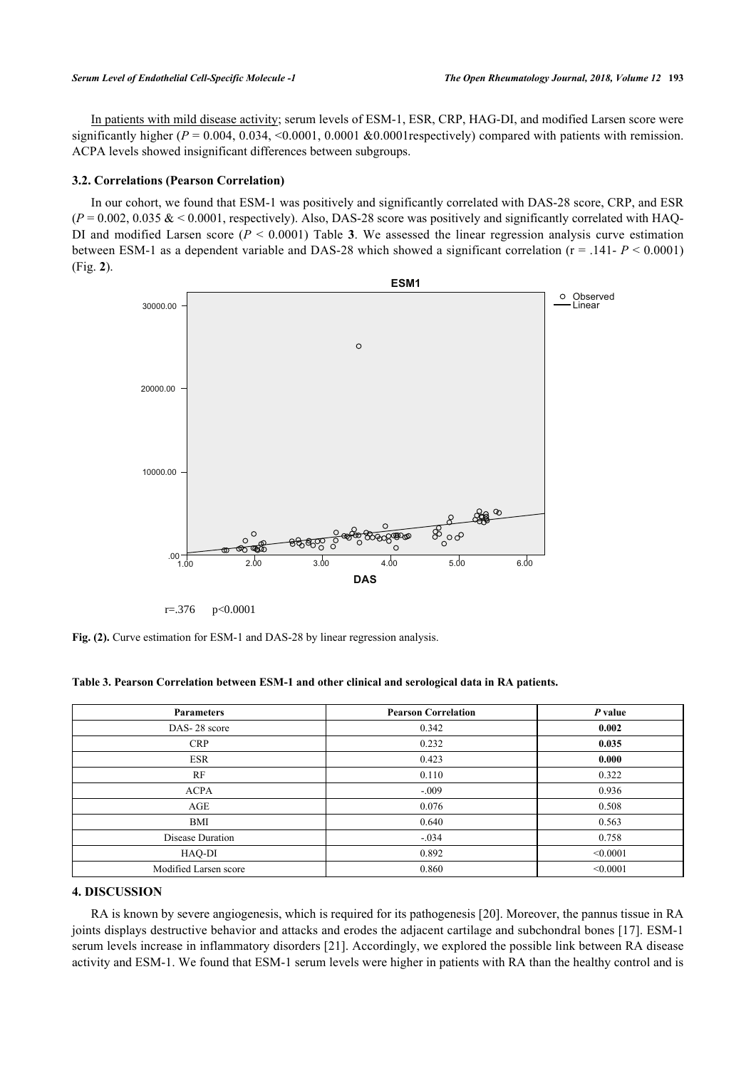In patients with mild disease activity; serum levels of ESM-1, ESR, CRP, HAG-DI, and modified Larsen score were significantly higher (*P* = 0.004, 0.034, <0.0001, 0.0001 &0.0001respectively) compared with patients with remission. ACPA levels showed insignificant differences between subgroups.

### 3.2. Correlations (Pearson Correlation)

In our cohort, we found that ESM-1 was positively and significantly correlated with DAS-28 score, CRP, and ESR (*P* = 0.002, 0.035 & < 0.0001, respectively). Also, DAS-28 score was positively and significantly correlated with HAQ-DI and modified Larsen score (*P* < 0.0001) Table **3**. We assessed the linear regression analysis curve estimation between ESM-1 as a dependent variable and DAS-28 which showed a significant correlation (r = .141- *P* < 0.0001) (Fig. **2**).

r=.376 p<0.0001

**Fig. (2).** Curve estimation for ESM-1 and DAS-28 by linear regression analysis.

**Table 3. Pearson Correlation between ESM-1 and other clinical and serological data in RA patients.**

| Parameters | Pearson Correlation | *P* value |
|---|---|---|
| DAS- 28 score | 0.342 | **0.002** |
| CRP | 0.232 | **0.035** |
| ESR | 0.423 | **0.000** |
| RF | 0.110 | 0.322 |
| ACPA | -.009 | 0.936 |
| AGE | 0.076 | 0.508 |
| BMI | 0.640 | 0.563 |
| Disease Duration | -.034 | 0.758 |
| HAQ-DI | 0.892 | <0.0001 |
| Modified Larsen score | 0.860 | <0.0001 |

## 4. DISCUSSION

RA is known by severe angiogenesis, which is required for its pathogenesis [20]. Moreover, the pannus tissue in RA joints displays destructive behavior and attacks and erodes the adjacent cartilage and subchondral bones [17]. ESM-1 serum levels increase in inflammatory disorders [21]. Accordingly, we explored the possible link between RA disease activity and ESM-1. We found that ESM-1 serum levels were higher in patients with RA than the healthy control and is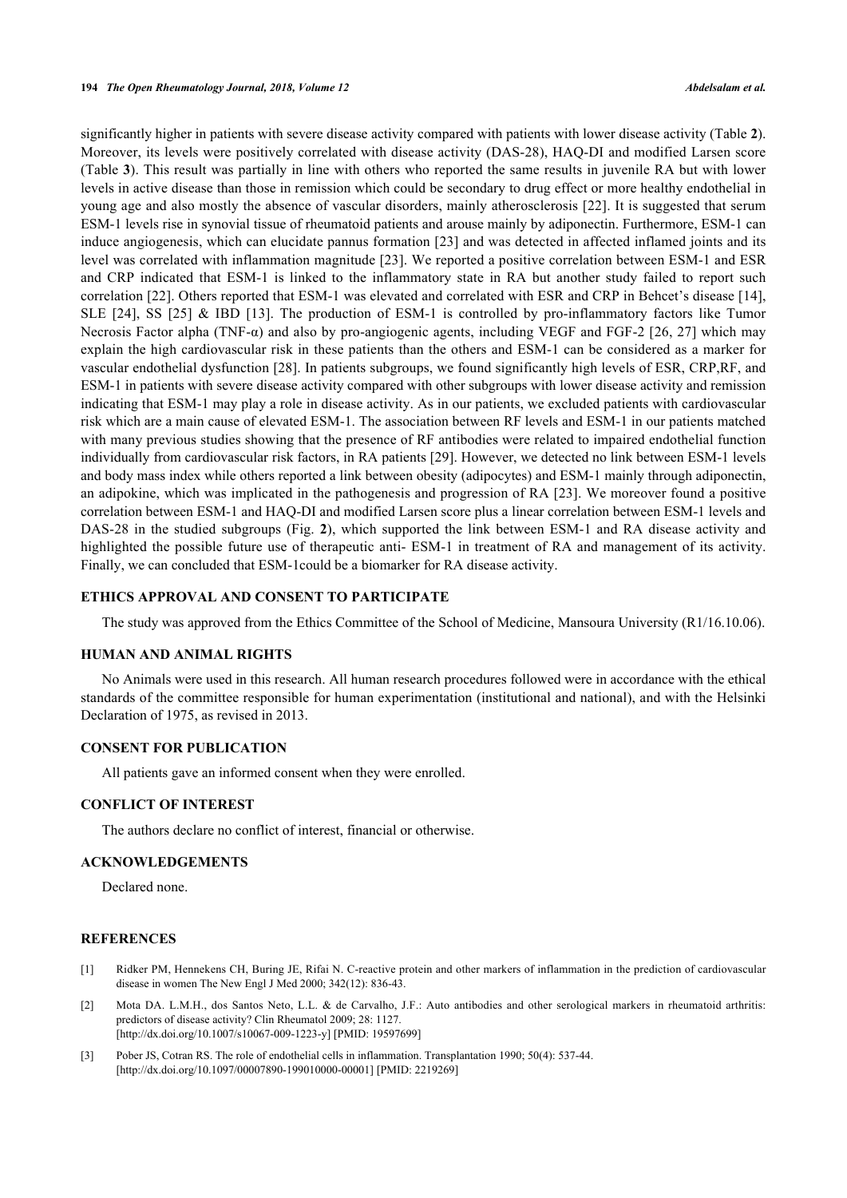significantly higher in patients with severe disease activity compared with patients with lower disease activity (Table **2**). Moreover, its levels were positively correlated with disease activity (DAS-28), HAQ-DI and modified Larsen score (Table **3**). This result was partially in line with others who reported the same results in juvenile RA but with lower levels in active disease than those in remission which could be secondary to drug effect or more healthy endothelial in young age and also mostly the absence of vascular disorders, mainly atherosclerosis [22]. It is suggested that serum ESM-1 levels rise in synovial tissue of rheumatoid patients and arouse mainly by adiponectin. Furthermore, ESM-1 can induce angiogenesis, which can elucidate pannus formation [23] and was detected in affected inflamed joints and its level was correlated with inflammation magnitude [23]. We reported a positive correlation between ESM-1 and ESR and CRP indicated that ESM-1 is linked to the inflammatory state in RA but another study failed to report such correlation [22]. Others reported that ESM-1 was elevated and correlated with ESR and CRP in Behcet's disease [14], SLE [24], SS [25] & IBD [13]. The production of ESM-1 is controlled by pro-inflammatory factors like Tumor Necrosis Factor alpha (TNF-α) and also by pro-angiogenic agents, including VEGF and FGF-2 [26, 27] which may explain the high cardiovascular risk in these patients than the others and ESM-1 can be considered as a marker for vascular endothelial dysfunction [28]. In patients subgroups, we found significantly high levels of ESR, CRP,RF, and ESM-1 in patients with severe disease activity compared with other subgroups with lower disease activity and remission indicating that ESM-1 may play a role in disease activity. As in our patients, we excluded patients with cardiovascular risk which are a main cause of elevated ESM-1. The association between RF levels and ESM-1 in our patients matched with many previous studies showing that the presence of RF antibodies were related to impaired endothelial function individually from cardiovascular risk factors, in RA patients [29]. However, we detected no link between ESM-1 levels and body mass index while others reported a link between obesity (adipocytes) and ESM-1 mainly through adiponectin, an adipokine, which was implicated in the pathogenesis and progression of RA [23]. We moreover found a positive correlation between ESM-1 and HAQ-DI and modified Larsen score plus a linear correlation between ESM-1 levels and DAS-28 in the studied subgroups (Fig. **2**), which supported the link between ESM-1 and RA disease activity and highlighted the possible future use of therapeutic anti- ESM-1 in treatment of RA and management of its activity. Finally, we can concluded that ESM-1could be a biomarker for RA disease activity.

## ETHICS APPROVAL AND CONSENT TO PARTICIPATE

The study was approved from the Ethics Committee of the School of Medicine, Mansoura University (R1/16.10.06).

## HUMAN AND ANIMAL RIGHTS

No Animals were used in this research. All human research procedures followed were in accordance with the ethical standards of the committee responsible for human experimentation (institutional and national), and with the Helsinki Declaration of 1975, as revised in 2013.

## CONSENT FOR PUBLICATION

All patients gave an informed consent when they were enrolled.

## CONFLICT OF INTEREST

The authors declare no conflict of interest, financial or otherwise.

## ACKNOWLEDGEMENTS

Declared none.

## REFERENCES

[1] Ridker PM, Hennekens CH, Buring JE, Rifai N. C-reactive protein and other markers of inflammation in the prediction of cardiovascular disease in women The New Engl J Med 2000; 342(12): 836-43.

[2] Mota DA. L.M.H., dos Santos Neto, L.L. & de Carvalho, J.F.: Auto antibodies and other serological markers in rheumatoid arthritis: predictors of disease activity? Clin Rheumatol 2009; 28: 1127. [http://dx.doi.org/10.1007/s10067-009-1223-y] [PMID: 19597699]

[3] Pober JS, Cotran RS. The role of endothelial cells in inflammation. Transplantation 1990; 50(4): 537-44. [http://dx.doi.org/10.1097/00007890-199010000-00001] [PMID: 2219269]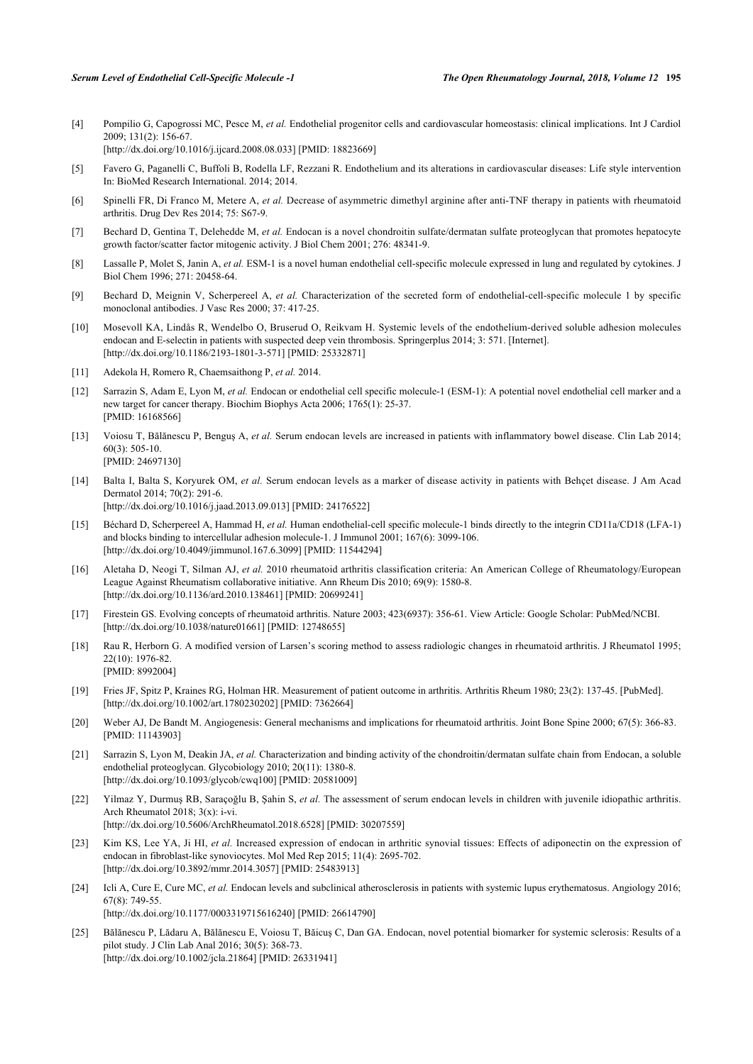[4] Pompilio G, Capogrossi MC, Pesce M, *et al.* Endothelial progenitor cells and cardiovascular homeostasis: clinical implications. Int J Cardiol 2009; 131(2): 156-67.
[http://dx.doi.org/10.1016/j.ijcard.2008.08.033] [PMID: 18823669]

[5] Favero G, Paganelli C, Buffoli B, Rodella LF, Rezzani R. Endothelium and its alterations in cardiovascular diseases: Life style intervention In: BioMed Research International. 2014; 2014.

[6] Spinelli FR, Di Franco M, Metere A, *et al.* Decrease of asymmetric dimethyl arginine after anti-TNF therapy in patients with rheumatoid arthritis. Drug Dev Res 2014; 75: S67-9.

[7] Bechard D, Gentina T, Delehedde M, *et al.* Endocan is a novel chondroitin sulfate/dermatan sulfate proteoglycan that promotes hepatocyte growth factor/scatter factor mitogenic activity. J Biol Chem 2001; 276: 48341-9.

[8] Lassalle P, Molet S, Janin A, *et al.* ESM-1 is a novel human endothelial cell-specific molecule expressed in lung and regulated by cytokines. J Biol Chem 1996; 271: 20458-64.

[9] Bechard D, Meignin V, Scherpereel A, *et al.* Characterization of the secreted form of endothelial-cell-specific molecule 1 by specific monoclonal antibodies. J Vasc Res 2000; 37: 417-25.

[10] Mosevoll KA, Lindås R, Wendelbo O, Bruserud O, Reikvam H. Systemic levels of the endothelium-derived soluble adhesion molecules endocan and E-selectin in patients with suspected deep vein thrombosis. Springerplus 2014; 3: 571. [Internet].
[http://dx.doi.org/10.1186/2193-1801-3-571] [PMID: 25332871]

[11] Adekola H, Romero R, Chaemsaithong P, *et al.* 2014.

[12] Sarrazin S, Adam E, Lyon M, *et al.* Endocan or endothelial cell specific molecule-1 (ESM-1): A potential novel endothelial cell marker and a new target for cancer therapy. Biochim Biophys Acta 2006; 1765(1): 25-37.
[PMID: 16168566]

[13] Voiosu T, Bălănescu P, Benguş A, *et al.* Serum endocan levels are increased in patients with inflammatory bowel disease. Clin Lab 2014; 60(3): 505-10.
[PMID: 24697130]

[14] Balta I, Balta S, Koryurek OM, *et al.* Serum endocan levels as a marker of disease activity in patients with Behçet disease. J Am Acad Dermatol 2014; 70(2): 291-6.
[http://dx.doi.org/10.1016/j.jaad.2013.09.013] [PMID: 24176522]

[15] Béchard D, Scherpereel A, Hammad H, *et al.* Human endothelial-cell specific molecule-1 binds directly to the integrin CD11a/CD18 (LFA-1) and blocks binding to intercellular adhesion molecule-1. J Immunol 2001; 167(6): 3099-106.
[http://dx.doi.org/10.4049/jimmunol.167.6.3099] [PMID: 11544294]

[16] Aletaha D, Neogi T, Silman AJ, *et al.* 2010 rheumatoid arthritis classification criteria: An American College of Rheumatology/European League Against Rheumatism collaborative initiative. Ann Rheum Dis 2010; 69(9): 1580-8.
[http://dx.doi.org/10.1136/ard.2010.138461] [PMID: 20699241]

[17] Firestein GS. Evolving concepts of rheumatoid arthritis. Nature 2003; 423(6937): 356-61. View Article: Google Scholar: PubMed/NCBI.
[http://dx.doi.org/10.1038/nature01661] [PMID: 12748655]

[18] Rau R, Herborn G. A modified version of Larsen's scoring method to assess radiologic changes in rheumatoid arthritis. J Rheumatol 1995; 22(10): 1976-82.
[PMID: 8992004]

[19] Fries JF, Spitz P, Kraines RG, Holman HR. Measurement of patient outcome in arthritis. Arthritis Rheum 1980; 23(2): 137-45. [PubMed].
[http://dx.doi.org/10.1002/art.1780230202] [PMID: 7362664]

[20] Weber AJ, De Bandt M. Angiogenesis: General mechanisms and implications for rheumatoid arthritis. Joint Bone Spine 2000; 67(5): 366-83.
[PMID: 11143903]

[21] Sarrazin S, Lyon M, Deakin JA, *et al.* Characterization and binding activity of the chondroitin/dermatan sulfate chain from Endocan, a soluble endothelial proteoglycan. Glycobiology 2010; 20(11): 1380-8.
[http://dx.doi.org/10.1093/glycob/cwq100] [PMID: 20581009]

[22] Yilmaz Y, Durmuş RB, Saraçoğlu B, Şahin S, *et al.* The assessment of serum endocan levels in children with juvenile idiopathic arthritis. Arch Rheumatol 2018; 3(x): i-vi.
[http://dx.doi.org/10.5606/ArchRheumatol.2018.6528] [PMID: 30207559]

[23] Kim KS, Lee YA, Ji HI, *et al.* Increased expression of endocan in arthritic synovial tissues: Effects of adiponectin on the expression of endocan in fibroblast-like synoviocytes. Mol Med Rep 2015; 11(4): 2695-702.
[http://dx.doi.org/10.3892/mmr.2014.3057] [PMID: 25483913]

[24] Icli A, Cure E, Cure MC, *et al.* Endocan levels and subclinical atherosclerosis in patients with systemic lupus erythematosus. Angiology 2016; 67(8): 749-55.
[http://dx.doi.org/10.1177/0003319715616240] [PMID: 26614790]

[25] Bălănescu P, Lădaru A, Bălănescu E, Voiosu T, Băicuş C, Dan GA. Endocan, novel potential biomarker for systemic sclerosis: Results of a pilot study. J Clin Lab Anal 2016; 30(5): 368-73.
[http://dx.doi.org/10.1002/jcla.21864] [PMID: 26331941]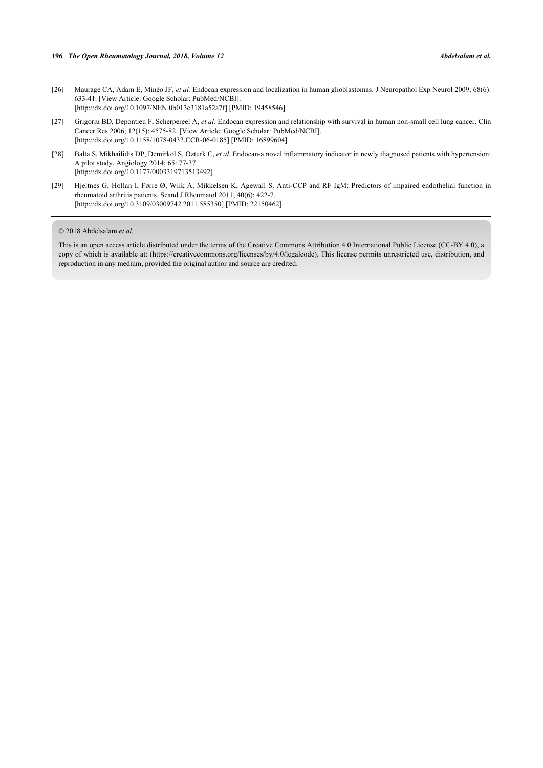[26] Maurage CA, Adam E, Minéo JF, *et al.* Endocan expression and localization in human glioblastomas. J Neuropathol Exp Neurol 2009; 68(6): 633-41. [View Article: Google Scholar: PubMed/NCBI].
[http://dx.doi.org/10.1097/NEN.0b013e3181a52a7f] [PMID: 19458546]

[27] Grigoriu BD, Depontieu F, Scherpereel A, *et al.* Endocan expression and relationship with survival in human non-small cell lung cancer. Clin Cancer Res 2006; 12(15): 4575-82. [View Article: Google Scholar: PubMed/NCBI].
[http://dx.doi.org/10.1158/1078-0432.CCR-06-0185] [PMID: 16899604]

[28] Balta S, Mikhailidis DP, Demirkol S, Ozturk C, *et al.* Endocan-a novel inflammatory indicator in newly diagnosed patients with hypertension: A pilot study. Angiology 2014; 65: 77-37.
[http://dx.doi.org/10.1177/0003319713513492]

[29] Hjeltnes G, Hollan I, Førre Ø, Wiik A, Mikkelsen K, Agewall S. Anti-CCP and RF IgM: Predictors of impaired endothelial function in rheumatoid arthritis patients. Scand J Rheumatol 2011; 40(6): 422-7.
[http://dx.doi.org/10.3109/03009742.2011.585350] [PMID: 22150462]

© 2018 Abdelsalam *et al.*

This is an open access article distributed under the terms of the Creative Commons Attribution 4.0 International Public License (CC-BY 4.0), a copy of which is available at: (https://creativecommons.org/licenses/by/4.0/legalcode). This license permits unrestricted use, distribution, and reproduction in any medium, provided the original author and source are credited.